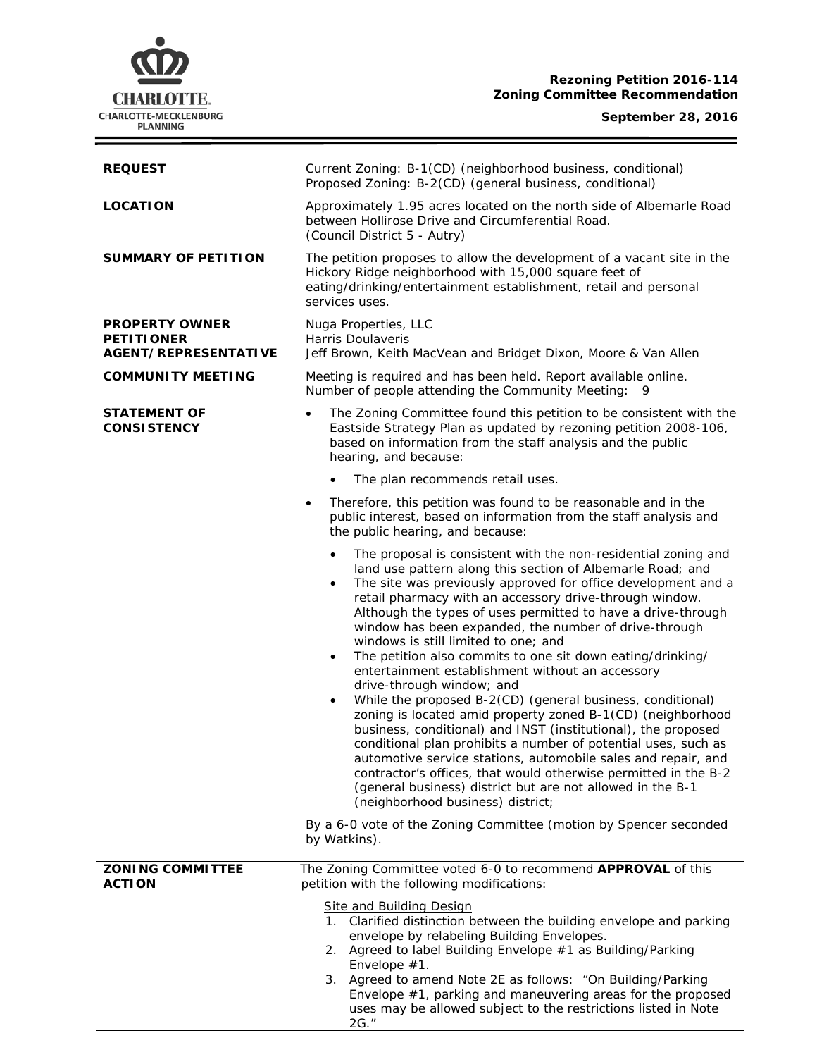**Rezoning Petition 2016-114**
**Zoning Committee Recommendation**

**September 28, 2016**

| | |
|---|---|
| **REQUEST** | Current Zoning: B-1(CD) (neighborhood business, conditional)<br>Proposed Zoning: B-2(CD) (general business, conditional) |
| **LOCATION** | Approximately 1.95 acres located on the north side of Albemarle Road between Hollirose Drive and Circumferential Road.<br>(Council District 5 - Autry) |
| **SUMMARY OF PETITION** | The petition proposes to allow the development of a vacant site in the Hickory Ridge neighborhood with 15,000 square feet of eating/drinking/entertainment establishment, retail and personal services uses. |
| **PROPERTY OWNER**<br>**PETITIONER**<br>**AGENT/REPRESENTATIVE** | Nuga Properties, LLC<br>Harris Doulaveris<br>Jeff Brown, Keith MacVean and Bridget Dixon, Moore & Van Allen |
| **COMMUNITY MEETING** | Meeting is required and has been held. Report available online.<br>Number of people attending the Community Meeting: 9 |
| **STATEMENT OF CONSISTENCY** | • The Zoning Committee found this petition to be consistent with the Eastside Strategy Plan as updated by rezoning petition 2008-106, based on information from the staff analysis and the public hearing, and because:<br>  • The plan recommends retail uses.<br>• Therefore, this petition was found to be reasonable and in the public interest, based on information from the staff analysis and the public hearing, and because:<br>  • The proposal is consistent with the non-residential zoning and land use pattern along this section of Albemarle Road; and<br>  • The site was previously approved for office development and a retail pharmacy with an accessory drive-through window. Although the types of uses permitted to have a drive-through window has been expanded, the number of drive-through windows is still limited to one; and<br>  • The petition also commits to one sit down eating/drinking/ entertainment establishment without an accessory drive-through window; and<br>  • While the proposed B-2(CD) (general business, conditional) zoning is located amid property zoned B-1(CD) (neighborhood business, conditional) and INST (institutional), the proposed conditional plan prohibits a number of potential uses, such as automotive service stations, automobile sales and repair, and contractor's offices, that would otherwise permitted in the B-2 (general business) district but are not allowed in the B-1 (neighborhood business) district;<br><br>By a 6-0 vote of the Zoning Committee (motion by Spencer seconded by Watkins). |
| **ZONING COMMITTEE ACTION** | The Zoning Committee voted 6-0 to recommend **APPROVAL** of this petition with the following modifications:<br><br>Site and Building Design<br>1. Clarified distinction between the building envelope and parking envelope by relabeling Building Envelopes.<br>2. Agreed to label Building Envelope #1 as Building/Parking Envelope #1.<br>3. Agreed to amend Note 2E as follows: "On Building/Parking Envelope #1, parking and maneuvering areas for the proposed uses may be allowed subject to the restrictions listed in Note 2G." |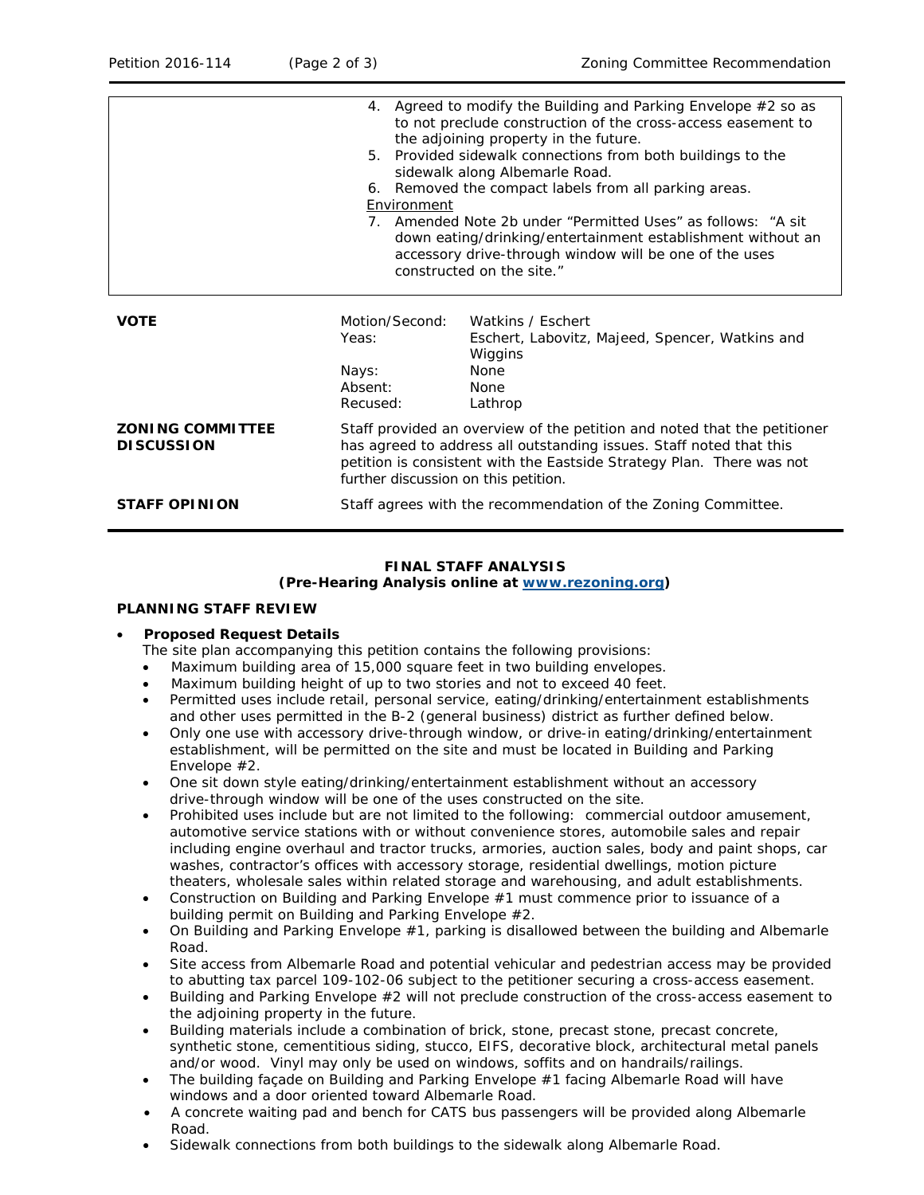|  |  |
|---|---|
|  | 4. Agreed to modify the Building and Parking Envelope #2 so as to not preclude construction of the cross-access easement to the adjoining property in the future.<br>5. Provided sidewalk connections from both buildings to the sidewalk along Albemarle Road.<br>6. Removed the compact labels from all parking areas.<br>Environment<br>7. Amended Note 2b under "Permitted Uses" as follows: "A sit down eating/drinking/entertainment establishment without an accessory drive-through window will be one of the uses constructed on the site." |

| | | |
|---|---|---|
| **VOTE** | Motion/Second: | Watkins / Eschert |
| | Yeas: | Eschert, Labovitz, Majeed, Spencer, Watkins and Wiggins |
| | Nays: | None |
| | Absent: | None |
| | Recused: | Lathrop |
| **ZONING COMMITTEE DISCUSSION** | Staff provided an overview of the petition and noted that the petitioner has agreed to address all outstanding issues. Staff noted that this petition is consistent with the Eastside Strategy Plan. There was not further discussion on this petition. | |
| **STAFF OPINION** | Staff agrees with the recommendation of the Zoning Committee. | |

**FINAL STAFF ANALYSIS**
**(Pre-Hearing Analysis online at www.rezoning.org)**

**PLANNING STAFF REVIEW**

- **Proposed Request Details**
  The site plan accompanying this petition contains the following provisions:
  - Maximum building area of 15,000 square feet in two building envelopes.
  - Maximum building height of up to two stories and not to exceed 40 feet.
  - Permitted uses include retail, personal service, eating/drinking/entertainment establishments and other uses permitted in the B-2 (general business) district as further defined below.
  - Only one use with accessory drive-through window, or drive-in eating/drinking/entertainment establishment, will be permitted on the site and must be located in Building and Parking Envelope #2.
  - One sit down style eating/drinking/entertainment establishment without an accessory drive-through window will be one of the uses constructed on the site.
  - Prohibited uses include but are not limited to the following: commercial outdoor amusement, automotive service stations with or without convenience stores, automobile sales and repair including engine overhaul and tractor trucks, armories, auction sales, body and paint shops, car washes, contractor's offices with accessory storage, residential dwellings, motion picture theaters, wholesale sales within related storage and warehousing, and adult establishments.
  - Construction on Building and Parking Envelope #1 must commence prior to issuance of a building permit on Building and Parking Envelope #2.
  - On Building and Parking Envelope #1, parking is disallowed between the building and Albemarle Road.
  - Site access from Albemarle Road and potential vehicular and pedestrian access may be provided to abutting tax parcel 109-102-06 subject to the petitioner securing a cross-access easement.
  - Building and Parking Envelope #2 will not preclude construction of the cross-access easement to the adjoining property in the future.
  - Building materials include a combination of brick, stone, precast stone, precast concrete, synthetic stone, cementitious siding, stucco, EIFS, decorative block, architectural metal panels and/or wood. Vinyl may only be used on windows, soffits and on handrails/railings.
  - The building façade on Building and Parking Envelope #1 facing Albemarle Road will have windows and a door oriented toward Albemarle Road.
  - A concrete waiting pad and bench for CATS bus passengers will be provided along Albemarle Road.
  - Sidewalk connections from both buildings to the sidewalk along Albemarle Road.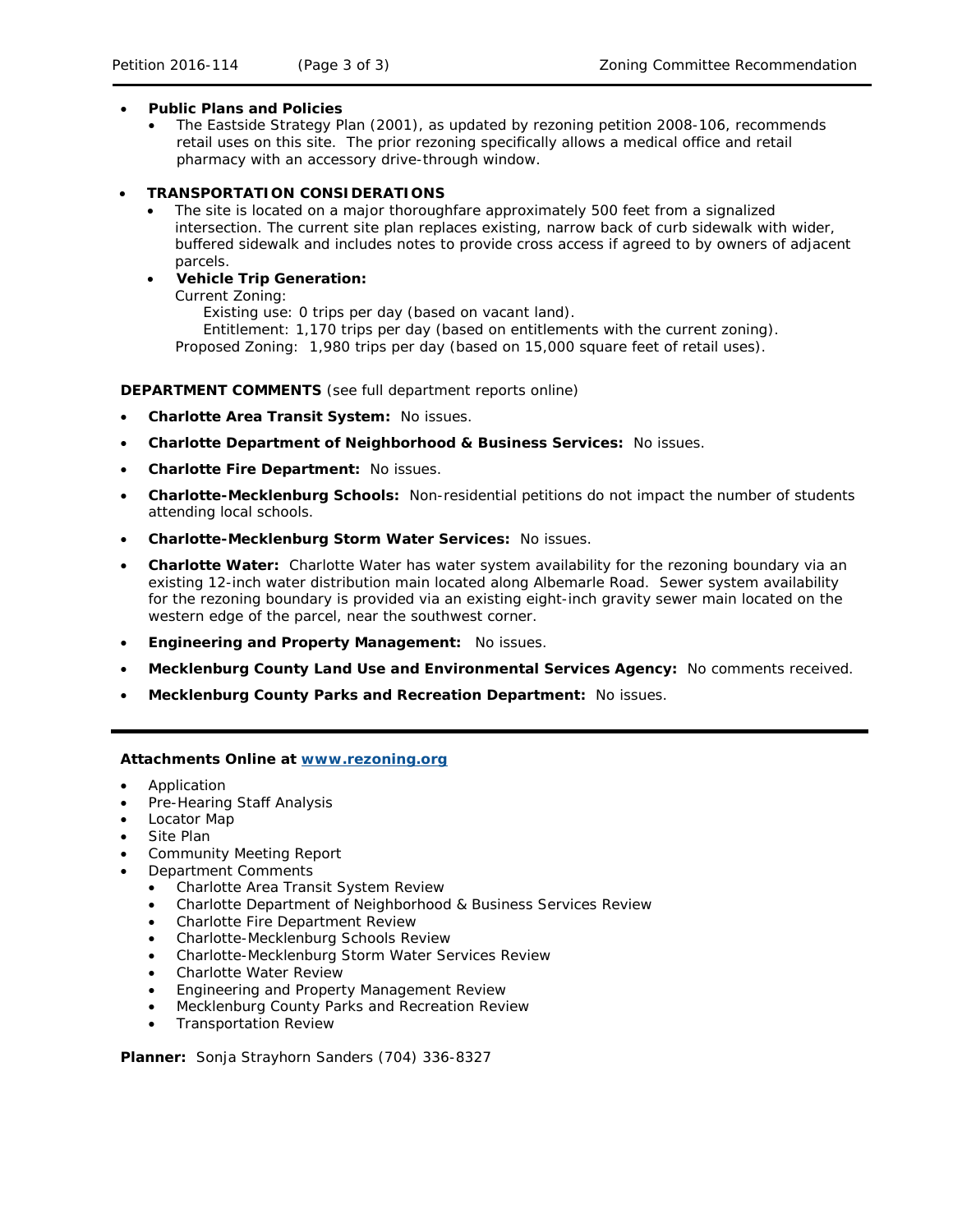- **Public Plans and Policies**
  - The Eastside Strategy Plan (2001), as updated by rezoning petition 2008-106, recommends retail uses on this site. The prior rezoning specifically allows a medical office and retail pharmacy with an accessory drive-through window.

- **TRANSPORTATION CONSIDERATIONS**
  - The site is located on a major thoroughfare approximately 500 feet from a signalized intersection. The current site plan replaces existing, narrow back of curb sidewalk with wider, buffered sidewalk and includes notes to provide cross access if agreed to by owners of adjacent parcels.
  - **Vehicle Trip Generation:**

    Current Zoning:

    Existing use: 0 trips per day (based on vacant land).

    Entitlement: 1,170 trips per day (based on entitlements with the current zoning).

    Proposed Zoning: 1,980 trips per day (based on 15,000 square feet of retail uses).

**DEPARTMENT COMMENTS** (see full department reports online)

- **Charlotte Area Transit System:** No issues.
- **Charlotte Department of Neighborhood & Business Services:** No issues.
- **Charlotte Fire Department:** No issues.
- **Charlotte-Mecklenburg Schools:** Non-residential petitions do not impact the number of students attending local schools.
- **Charlotte-Mecklenburg Storm Water Services:** No issues.
- **Charlotte Water:** Charlotte Water has water system availability for the rezoning boundary via an existing 12-inch water distribution main located along Albemarle Road. Sewer system availability for the rezoning boundary is provided via an existing eight-inch gravity sewer main located on the western edge of the parcel, near the southwest corner.
- **Engineering and Property Management:** No issues.
- **Mecklenburg County Land Use and Environmental Services Agency:** No comments received.
- **Mecklenburg County Parks and Recreation Department:** No issues.

---

**Attachments Online at [www.rezoning.org](http://www.rezoning.org)**

- Application
- Pre-Hearing Staff Analysis
- Locator Map
- Site Plan
- Community Meeting Report
- Department Comments
  - Charlotte Area Transit System Review
  - Charlotte Department of Neighborhood & Business Services Review
  - Charlotte Fire Department Review
  - Charlotte-Mecklenburg Schools Review
  - Charlotte-Mecklenburg Storm Water Services Review
  - Charlotte Water Review
  - Engineering and Property Management Review
  - Mecklenburg County Parks and Recreation Review
  - Transportation Review

**Planner:** Sonja Strayhorn Sanders (704) 336-8327